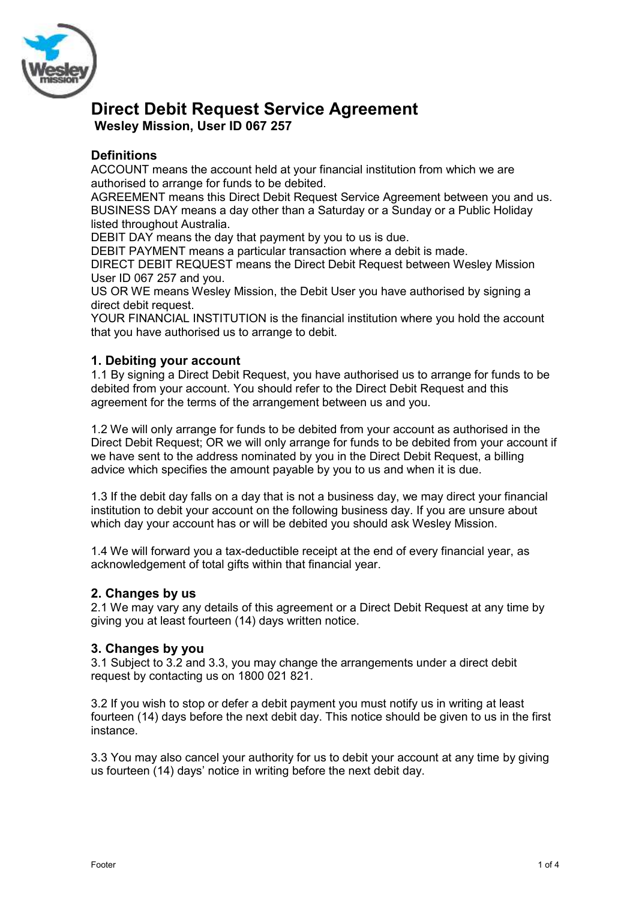# Direct Debit Request Service Agreement

**Wesley Mission, User ID 067 257**

## Definitions

ACCOUNT means the account held at your financial institution from which we are authorised to arrange for funds to be debited.
AGREEMENT means this Direct Debit Request Service Agreement between you and us.
BUSINESS DAY means a day other than a Saturday or a Sunday or a Public Holiday listed throughout Australia.
DEBIT DAY means the day that payment by you to us is due.
DEBIT PAYMENT means a particular transaction where a debit is made.
DIRECT DEBIT REQUEST means the Direct Debit Request between Wesley Mission User ID 067 257 and you.
US OR WE means Wesley Mission, the Debit User you have authorised by signing a direct debit request.
YOUR FINANCIAL INSTITUTION is the financial institution where you hold the account that you have authorised us to arrange to debit.

## 1. Debiting your account

1.1 By signing a Direct Debit Request, you have authorised us to arrange for funds to be debited from your account. You should refer to the Direct Debit Request and this agreement for the terms of the arrangement between us and you.

1.2 We will only arrange for funds to be debited from your account as authorised in the Direct Debit Request; OR we will only arrange for funds to be debited from your account if we have sent to the address nominated by you in the Direct Debit Request, a billing advice which specifies the amount payable by you to us and when it is due.

1.3 If the debit day falls on a day that is not a business day, we may direct your financial institution to debit your account on the following business day. If you are unsure about which day your account has or will be debited you should ask Wesley Mission.

1.4 We will forward you a tax-deductible receipt at the end of every financial year, as acknowledgement of total gifts within that financial year.

## 2. Changes by us

2.1 We may vary any details of this agreement or a Direct Debit Request at any time by giving you at least fourteen (14) days written notice.

## 3. Changes by you

3.1 Subject to 3.2 and 3.3, you may change the arrangements under a direct debit request by contacting us on 1800 021 821.

3.2 If you wish to stop or defer a debit payment you must notify us in writing at least fourteen (14) days before the next debit day. This notice should be given to us in the first instance.

3.3 You may also cancel your authority for us to debit your account at any time by giving us fourteen (14) days' notice in writing before the next debit day.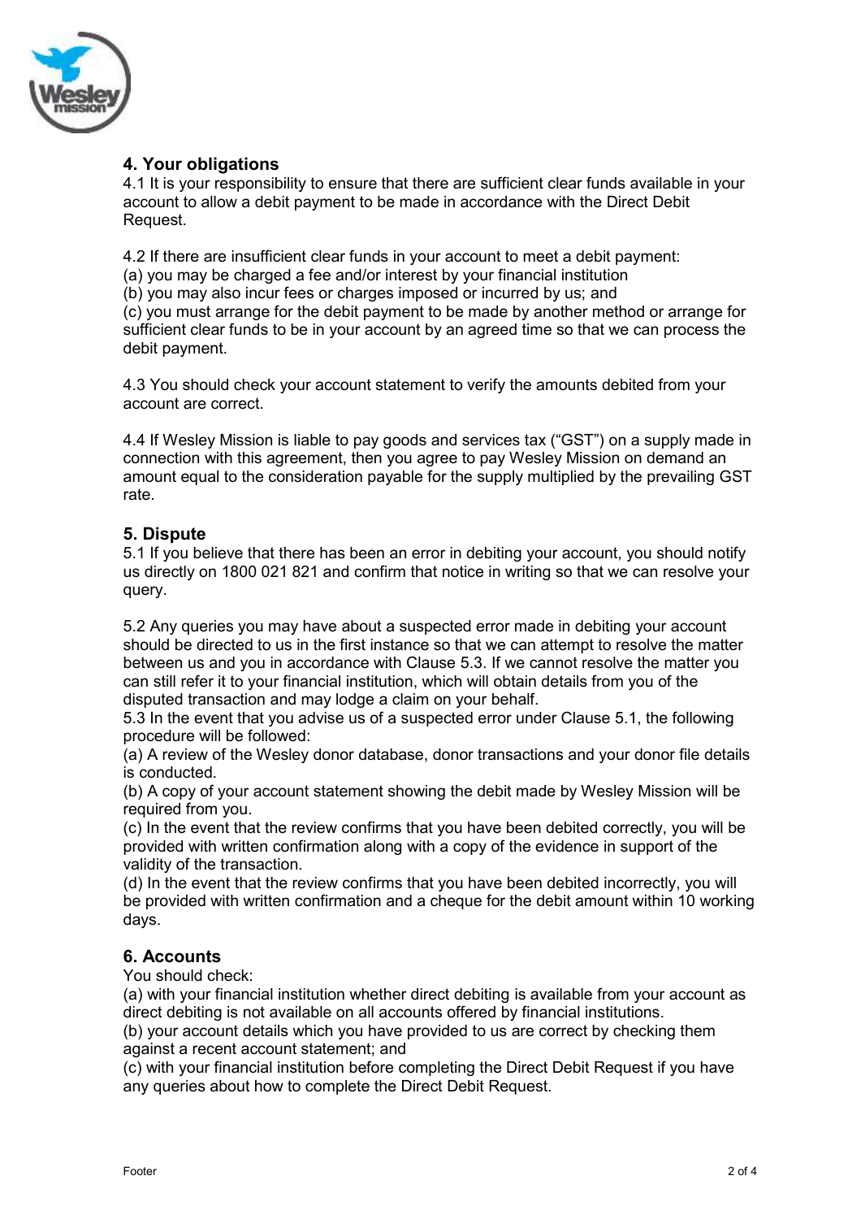## 4. Your obligations

4.1 It is your responsibility to ensure that there are sufficient clear funds available in your account to allow a debit payment to be made in accordance with the Direct Debit Request.

4.2 If there are insufficient clear funds in your account to meet a debit payment:
(a) you may be charged a fee and/or interest by your financial institution
(b) you may also incur fees or charges imposed or incurred by us; and
(c) you must arrange for the debit payment to be made by another method or arrange for sufficient clear funds to be in your account by an agreed time so that we can process the debit payment.

4.3 You should check your account statement to verify the amounts debited from your account are correct.

4.4 If Wesley Mission is liable to pay goods and services tax ("GST") on a supply made in connection with this agreement, then you agree to pay Wesley Mission on demand an amount equal to the consideration payable for the supply multiplied by the prevailing GST rate.

## 5. Dispute

5.1 If you believe that there has been an error in debiting your account, you should notify us directly on 1800 021 821 and confirm that notice in writing so that we can resolve your query.

5.2 Any queries you may have about a suspected error made in debiting your account should be directed to us in the first instance so that we can attempt to resolve the matter between us and you in accordance with Clause 5.3. If we cannot resolve the matter you can still refer it to your financial institution, which will obtain details from you of the disputed transaction and may lodge a claim on your behalf.
5.3 In the event that you advise us of a suspected error under Clause 5.1, the following procedure will be followed:
(a) A review of the Wesley donor database, donor transactions and your donor file details is conducted.
(b) A copy of your account statement showing the debit made by Wesley Mission will be required from you.
(c) In the event that the review confirms that you have been debited correctly, you will be provided with written confirmation along with a copy of the evidence in support of the validity of the transaction.
(d) In the event that the review confirms that you have been debited incorrectly, you will be provided with written confirmation and a cheque for the debit amount within 10 working days.

## 6. Accounts

You should check:
(a) with your financial institution whether direct debiting is available from your account as direct debiting is not available on all accounts offered by financial institutions.
(b) your account details which you have provided to us are correct by checking them against a recent account statement; and
(c) with your financial institution before completing the Direct Debit Request if you have any queries about how to complete the Direct Debit Request.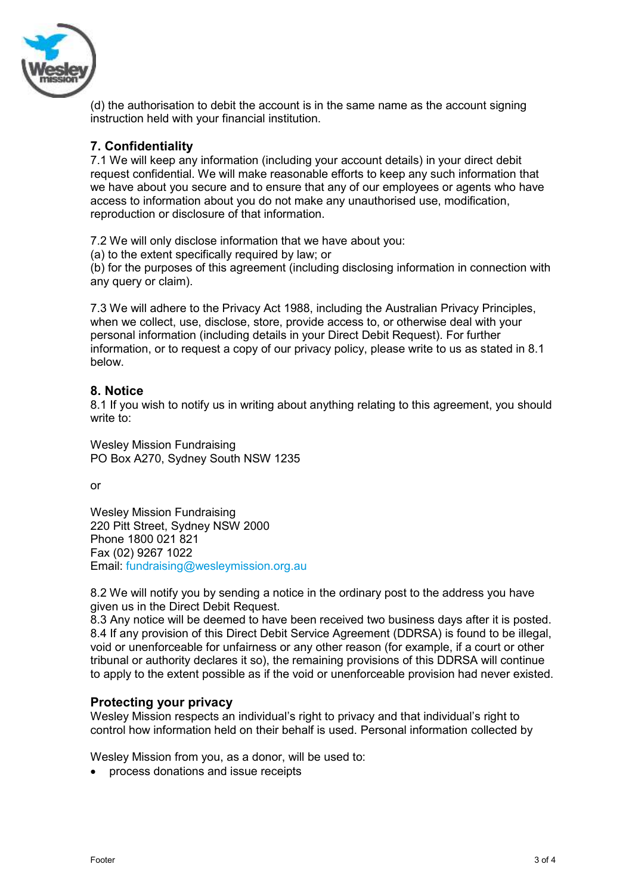(d) the authorisation to debit the account is in the same name as the account signing instruction held with your financial institution.

## 7. Confidentiality

7.1 We will keep any information (including your account details) in your direct debit request confidential. We will make reasonable efforts to keep any such information that we have about you secure and to ensure that any of our employees or agents who have access to information about you do not make any unauthorised use, modification, reproduction or disclosure of that information.

7.2 We will only disclose information that we have about you:
(a) to the extent specifically required by law; or
(b) for the purposes of this agreement (including disclosing information in connection with any query or claim).

7.3 We will adhere to the Privacy Act 1988, including the Australian Privacy Principles, when we collect, use, disclose, store, provide access to, or otherwise deal with your personal information (including details in your Direct Debit Request). For further information, or to request a copy of our privacy policy, please write to us as stated in 8.1 below.

## 8. Notice

8.1 If you wish to notify us in writing about anything relating to this agreement, you should write to:

Wesley Mission Fundraising
PO Box A270, Sydney South NSW 1235

or

Wesley Mission Fundraising
220 Pitt Street, Sydney NSW 2000
Phone 1800 021 821
Fax (02) 9267 1022
Email: fundraising@wesleymission.org.au

8.2 We will notify you by sending a notice in the ordinary post to the address you have given us in the Direct Debit Request.
8.3 Any notice will be deemed to have been received two business days after it is posted.
8.4 If any provision of this Direct Debit Service Agreement (DDRSA) is found to be illegal, void or unenforceable for unfairness or any other reason (for example, if a court or other tribunal or authority declares it so), the remaining provisions of this DDRSA will continue to apply to the extent possible as if the void or unenforceable provision had never existed.

## Protecting your privacy

Wesley Mission respects an individual's right to privacy and that individual's right to control how information held on their behalf is used. Personal information collected by

Wesley Mission from you, as a donor, will be used to:

- process donations and issue receipts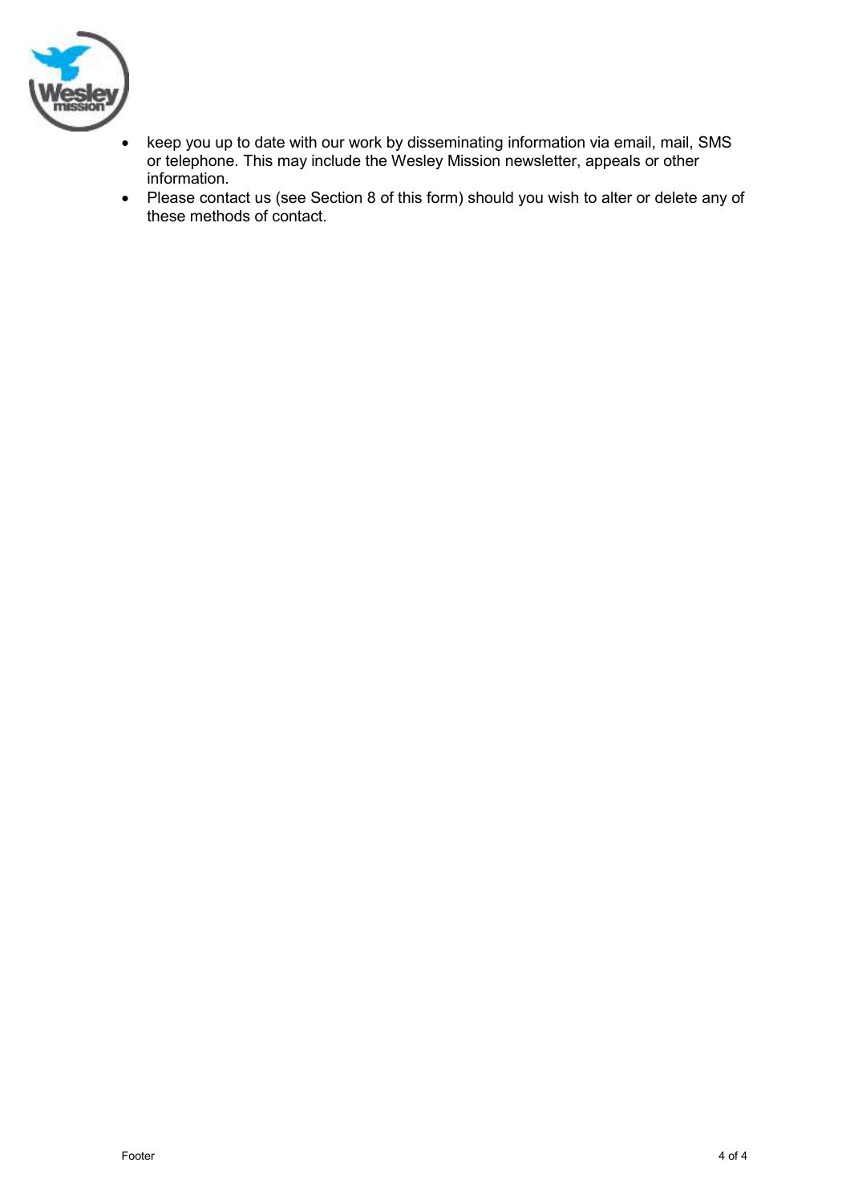- keep you up to date with our work by disseminating information via email, mail, SMS or telephone. This may include the Wesley Mission newsletter, appeals or other information.
- Please contact us (see Section 8 of this form) should you wish to alter or delete any of these methods of contact.